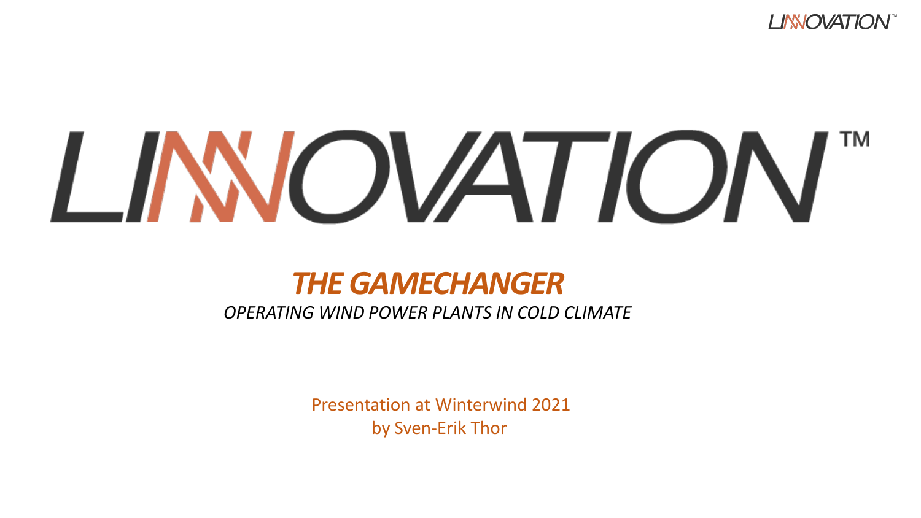# LINNOVATION™

## *THE GAMECHANGER*

*OPERATING WIND POWER PLANTS IN COLD CLIMATE*

Presentation at Winterwind 2021
by Sven-Erik Thor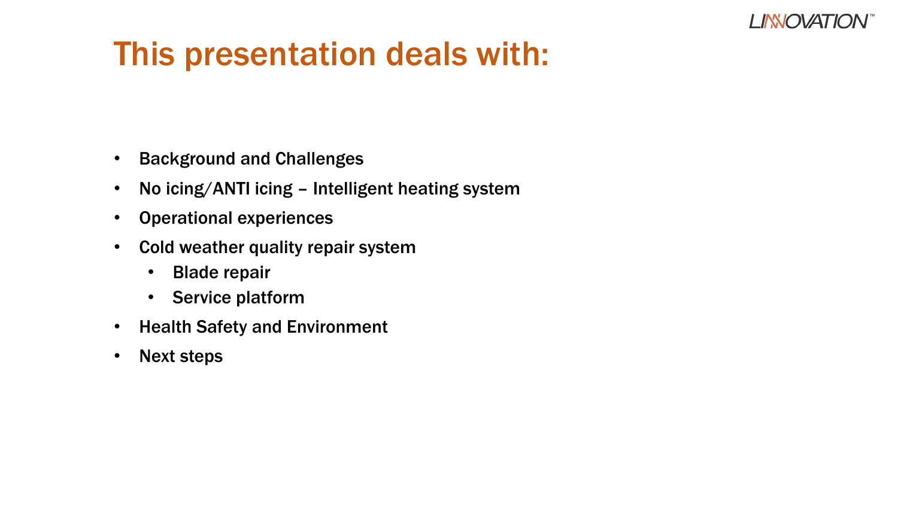# This presentation deals with:

- Background and Challenges
- No icing/ANTI icing – Intelligent heating system
- Operational experiences
- Cold weather quality repair system
  - Blade repair
  - Service platform
- Health Safety and Environment
- Next steps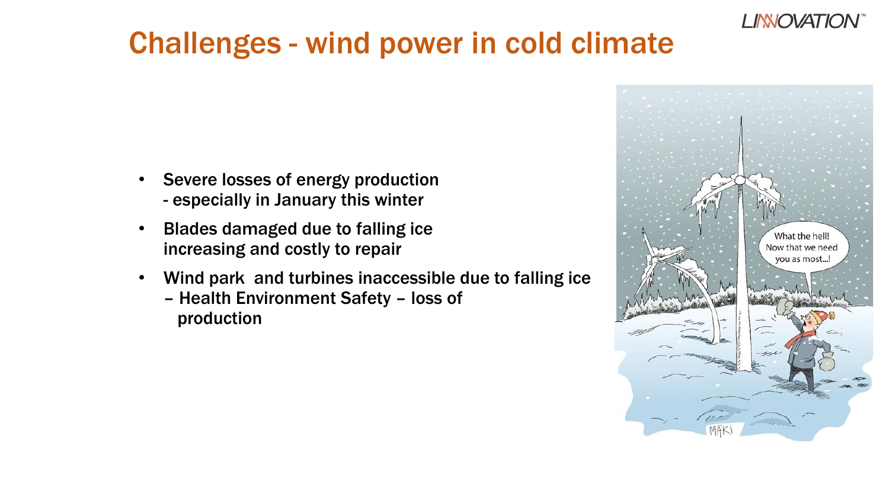# Challenges - wind power in cold climate

- Severe losses of energy production
  - especially in January this winter
- Blades damaged due to falling ice increasing and costly to repair
- Wind park and turbines inaccessible due to falling ice
  – Health Environment Safety – loss of production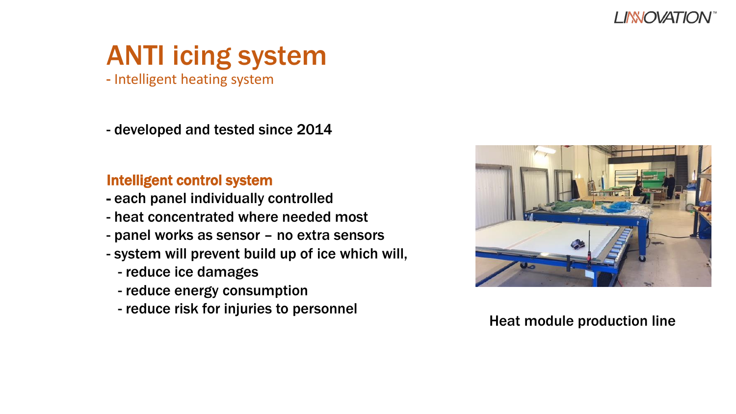# ANTI icing system

- Intelligent heating system

- developed and tested since 2014

## Intelligent control system

- each panel individually controlled
- heat concentrated where needed most
- panel works as sensor – no extra sensors
- system will prevent build up of ice which will,
  - reduce ice damages
  - reduce energy consumption
  - reduce risk for injuries to personnel

Heat module production line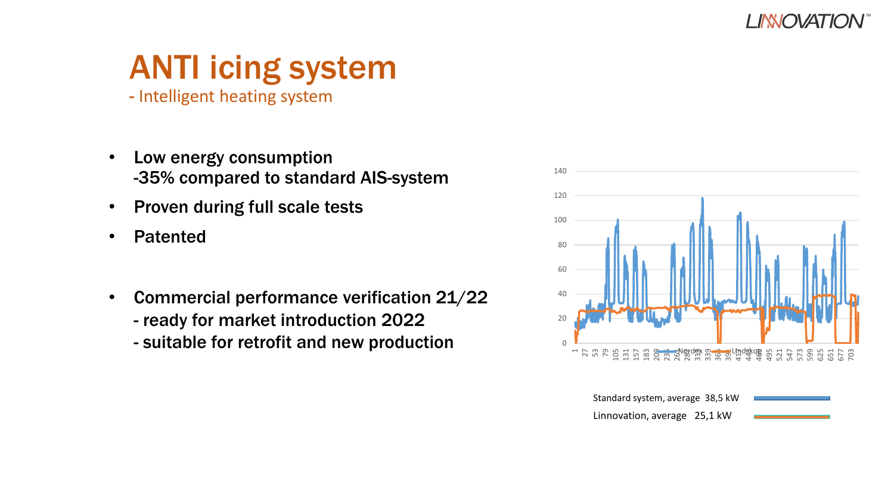# ANTI icing system

- Intelligent heating system

- **Low energy consumption**
  **-35% compared to standard AIS-system**
- **Proven during full scale tests**
- **Patented**

- **Commercial performance verification 21/22**
  **- ready for market introduction 2022**
  **- suitable for retrofit and new production**

Standard system, average 38,5 kW

Linnovation, average 25,1 kW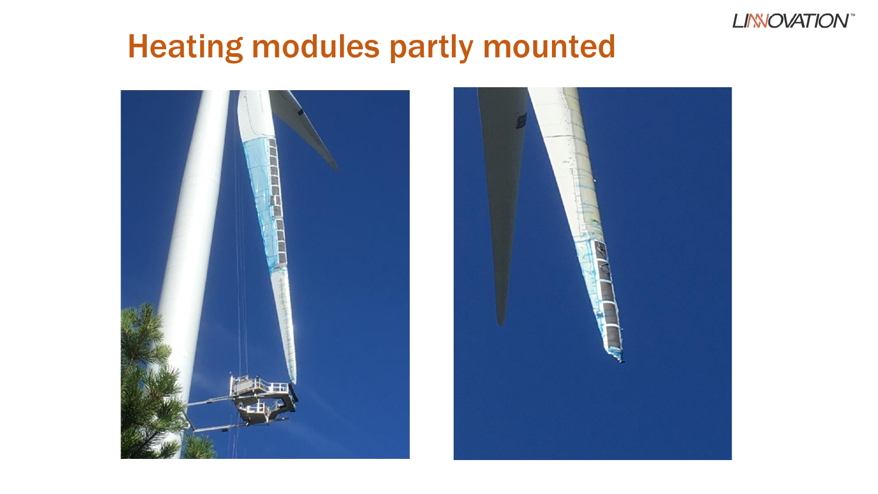# Heating modules partly mounted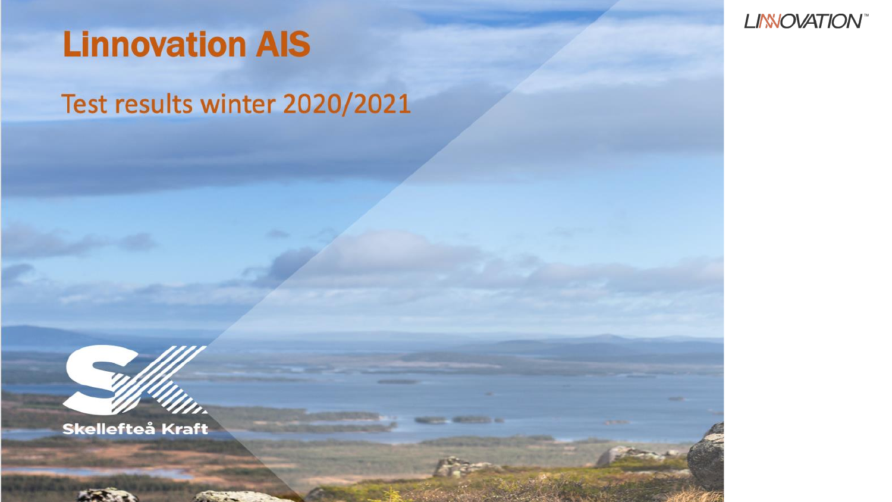# Linnovation AIS

## Test results winter 2020/2021

Skellefteå Kraft

LINNOVATION™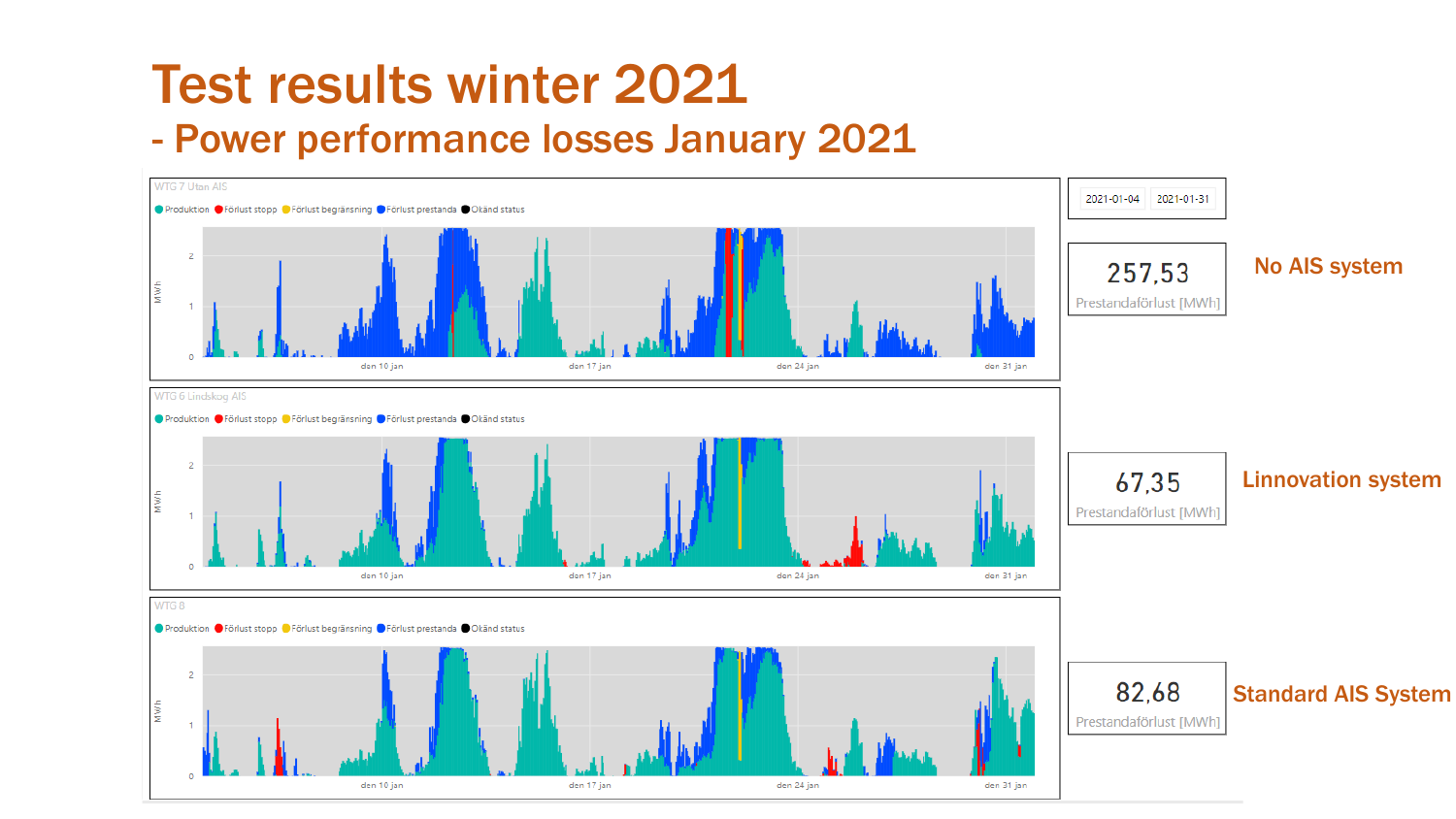# Test results winter 2021

## - Power performance losses January 2021

WTG 7 Utan AIS

Produktion · Förlust stopp · Förlust begränsning · Förlust prestanda · Okänd status

MWh: 0, 1, 2

den 10 jan · den 17 jan · den 24 jan · den 31 jan

WTG 6 Lindskog AIS

Produktion · Förlust stopp · Förlust begränsning · Förlust prestanda · Okänd status

MWh: 0, 1, 2

den 10 jan · den 17 jan · den 24 jan · den 31 jan

WTG 8

Produktion · Förlust stopp · Förlust begränsning · Förlust prestanda · Okänd status

MWh: 0, 1, 2

den 10 jan · den 17 jan · den 24 jan · den 31 jan

2021-01-04 · 2021-01-31

| Prestandaförlust [MWh] | System |
| --- | --- |
| 257,53 | No AIS system |
| 67,35 | Linnovation system |
| 82,68 | Standard AIS System |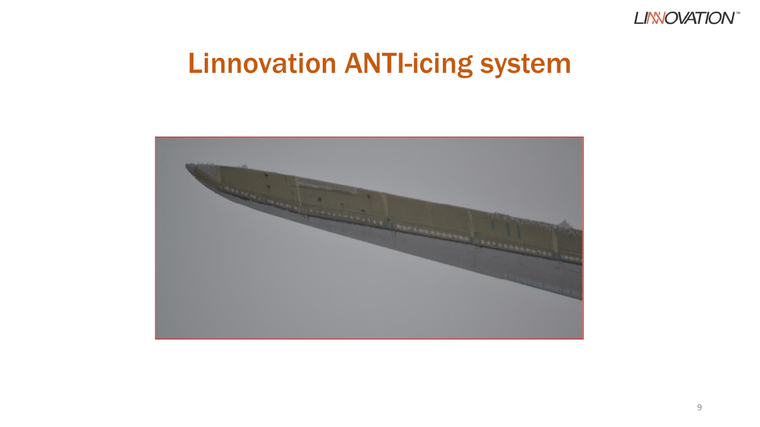# Linnovation ANTI-icing system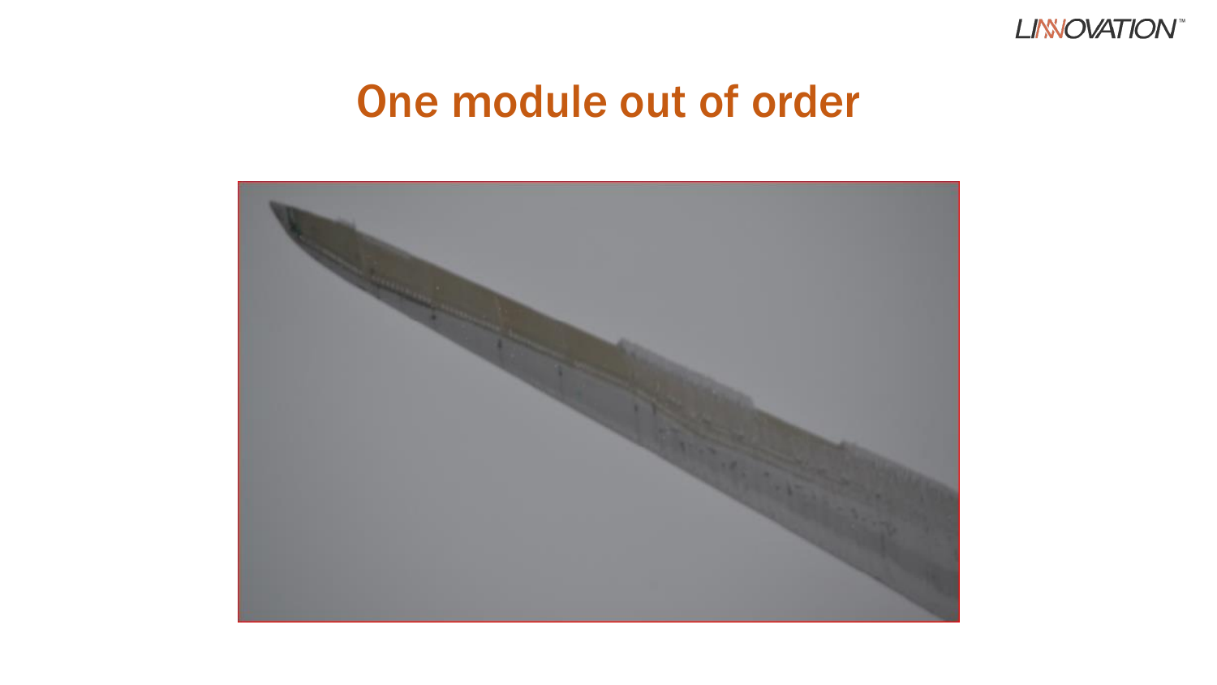# One module out of order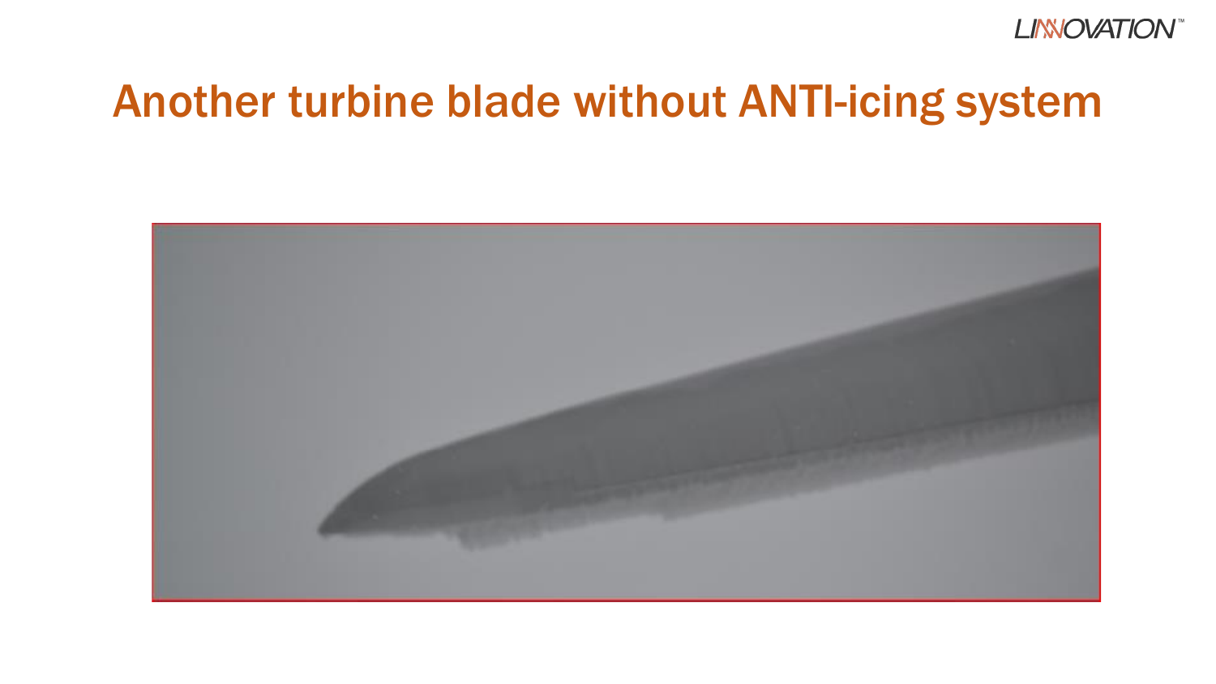# Another turbine blade without ANTI-icing system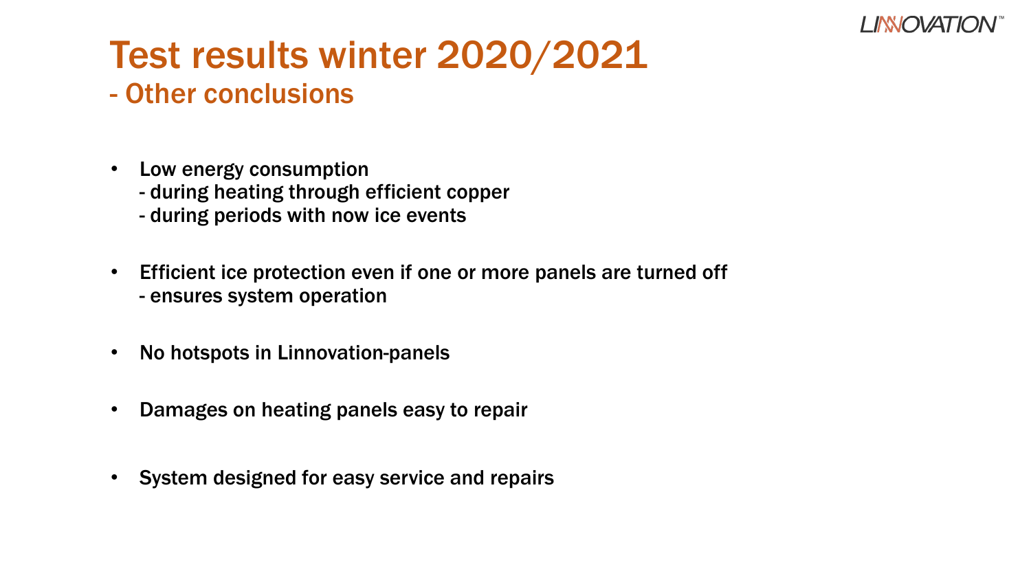# Test results winter 2020/2021

## - Other conclusions

- Low energy consumption
  - during heating through efficient copper
  - during periods with now ice events
- Efficient ice protection even if one or more panels are turned off
  - ensures system operation
- No hotspots in Linnovation-panels
- Damages on heating panels easy to repair
- System designed for easy service and repairs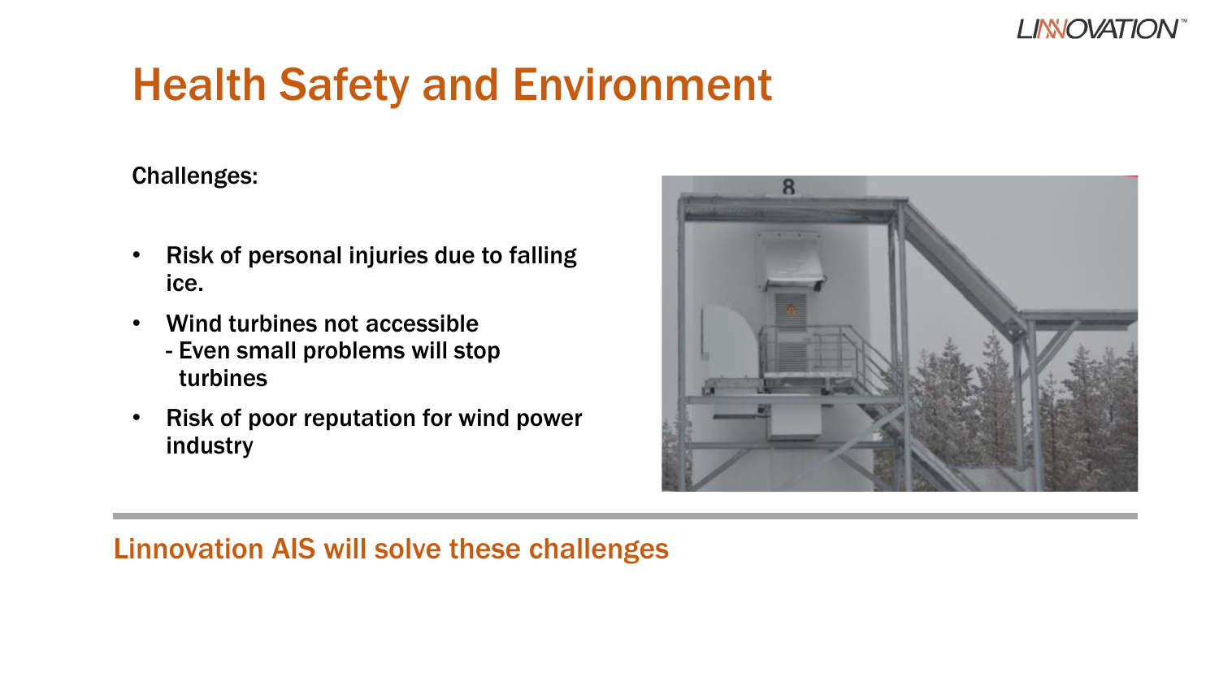# Health Safety and Environment

Challenges:

- Risk of personal injuries due to falling ice.
- Wind turbines not accessible
  - Even small problems will stop turbines
- Risk of poor reputation for wind power industry

Linnovation AIS will solve these challenges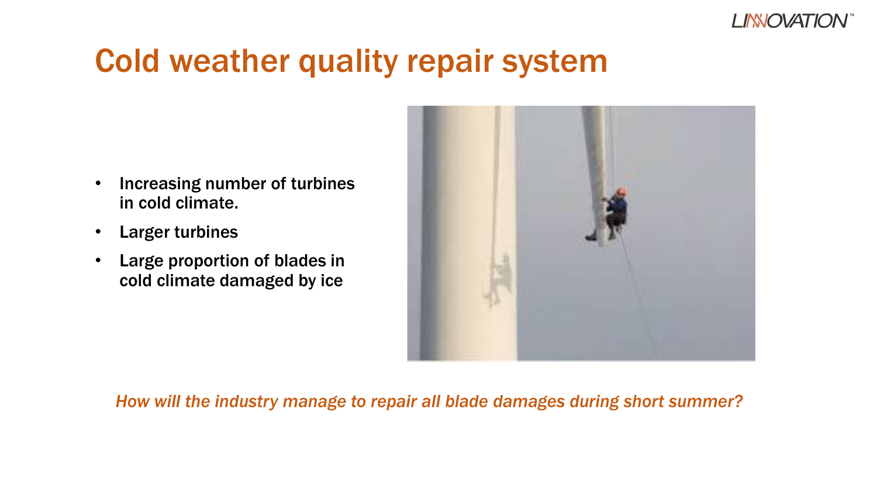# Cold weather quality repair system

- Increasing number of turbines in cold climate.
- Larger turbines
- Large proportion of blades in cold climate damaged by ice

*How will the industry manage to repair all blade damages during short summer?*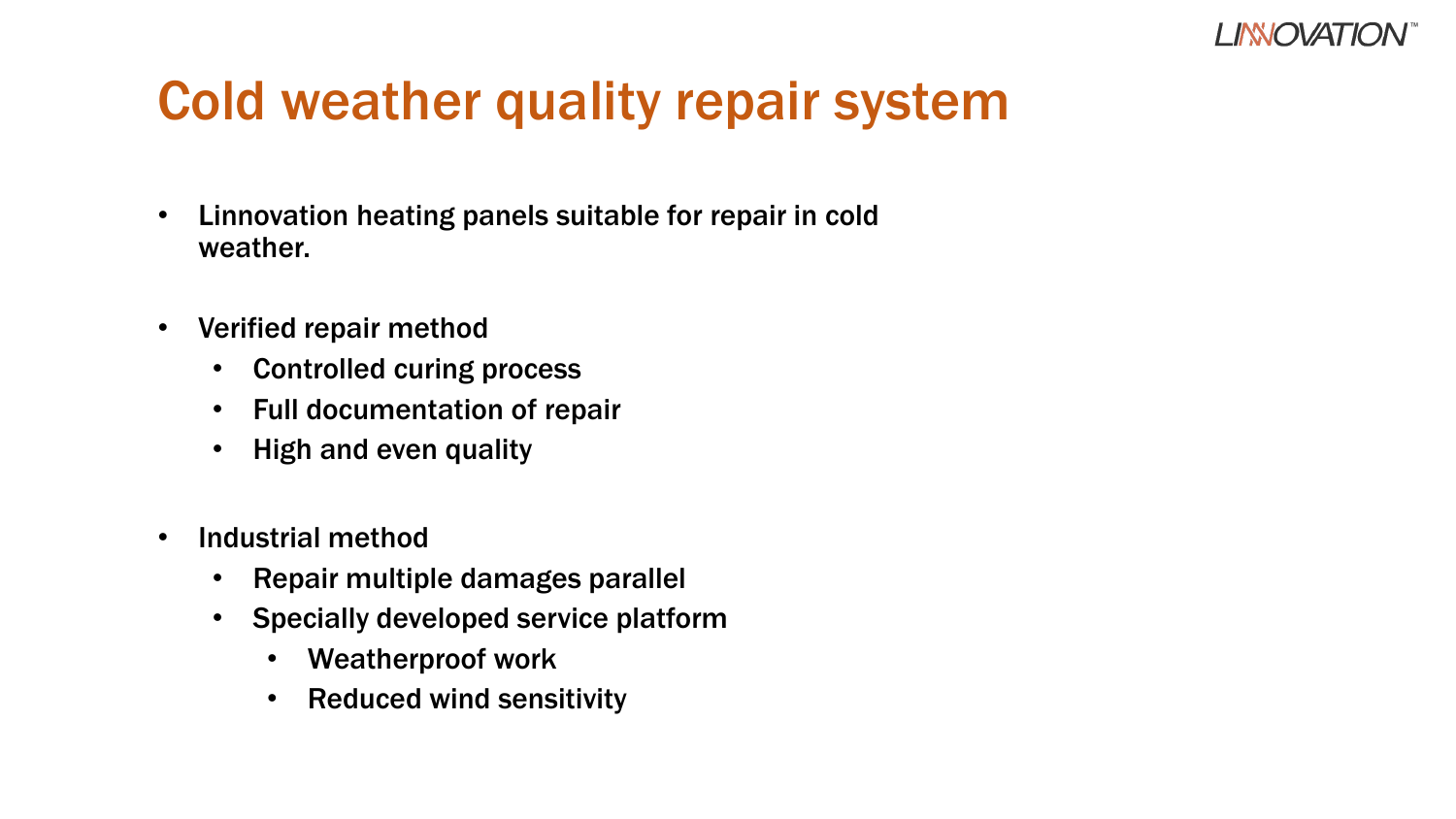# Cold weather quality repair system

- Linnovation heating panels suitable for repair in cold weather.
- Verified repair method
  - Controlled curing process
  - Full documentation of repair
  - High and even quality
- Industrial method
  - Repair multiple damages parallel
  - Specially developed service platform
    - Weatherproof work
    - Reduced wind sensitivity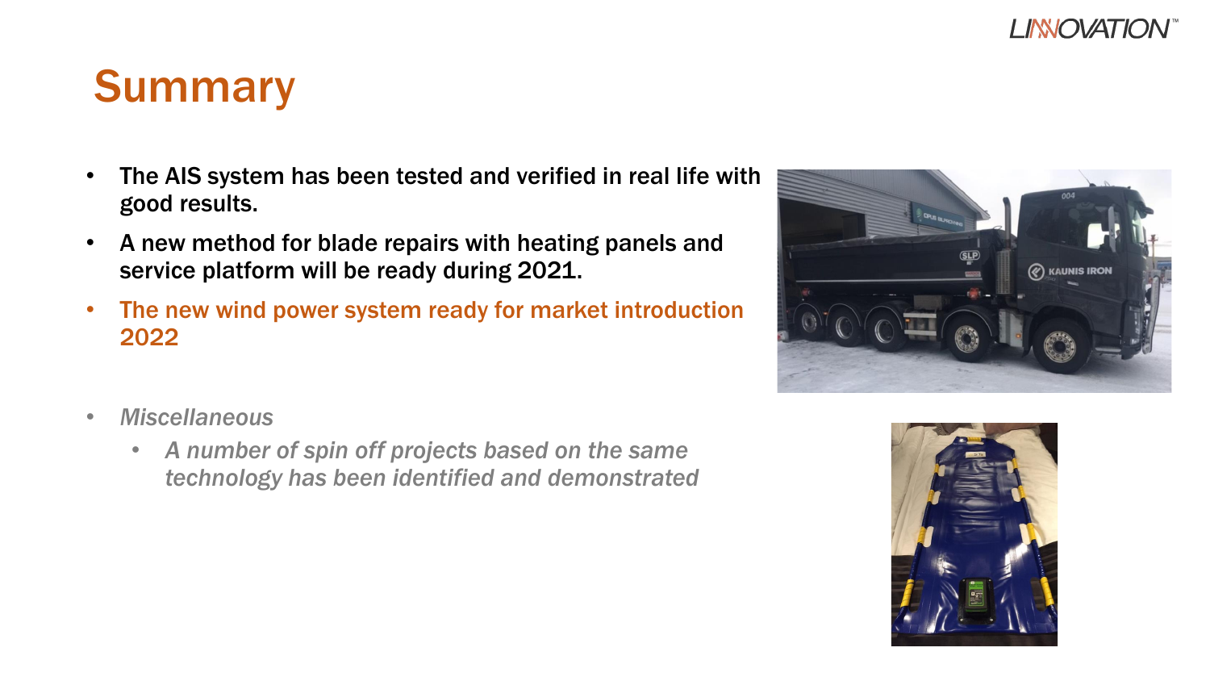# Summary

- The AIS system has been tested and verified in real life with good results.
- A new method for blade repairs with heating panels and service platform will be ready during 2021.
- The new wind power system ready for market introduction 2022

- *Miscellaneous*
  - *A number of spin off projects based on the same technology has been identified and demonstrated*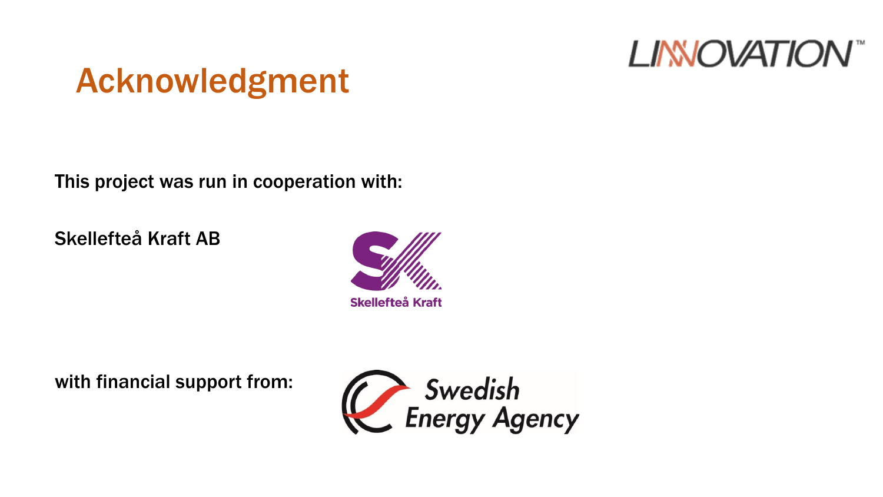# Acknowledgment

This project was run in cooperation with:

Skellefteå Kraft AB

with financial support from: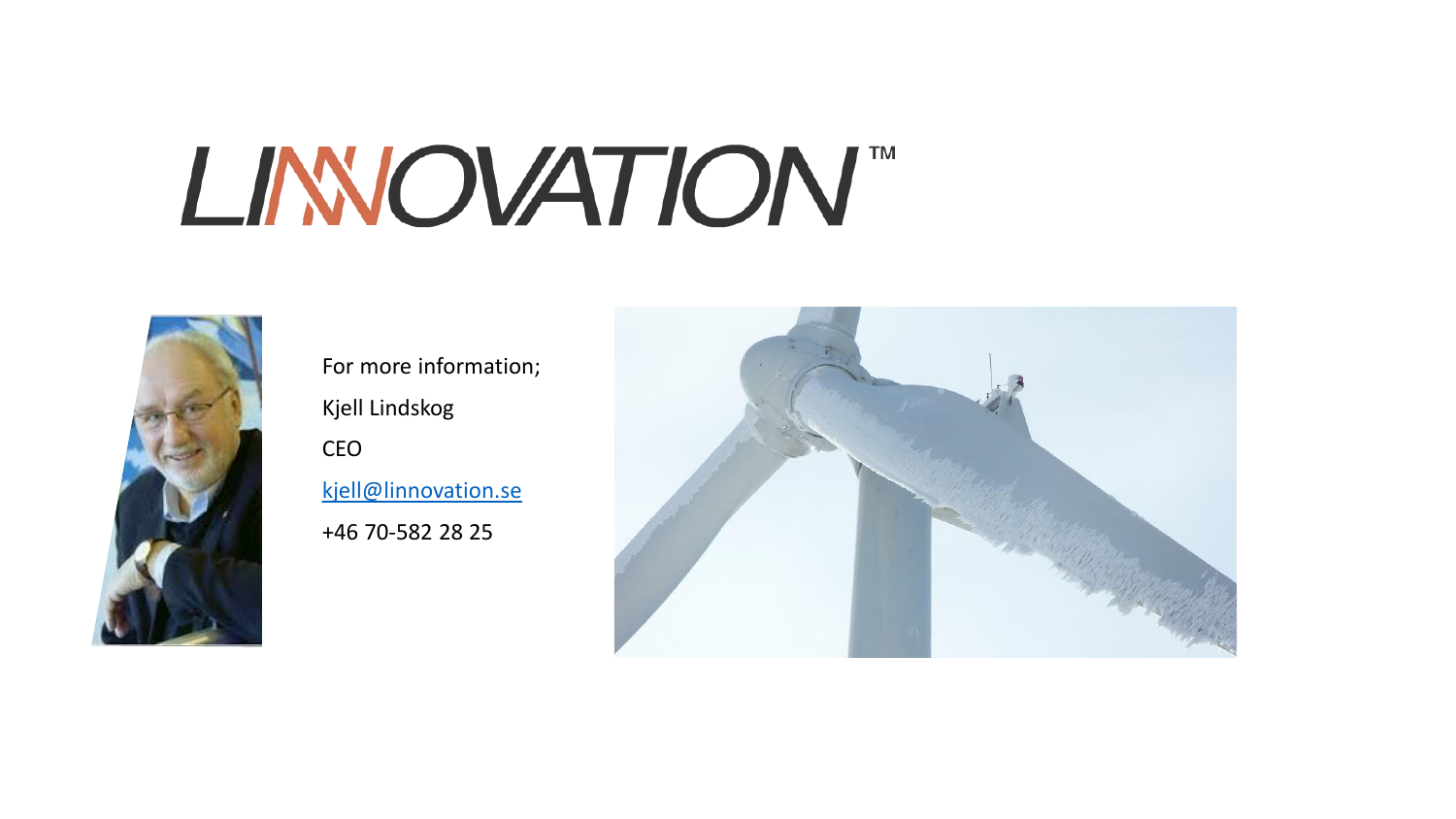# LINNOVATION™

For more information;

Kjell Lindskog

CEO

kjell@linnovation.se

+46 70-582 28 25